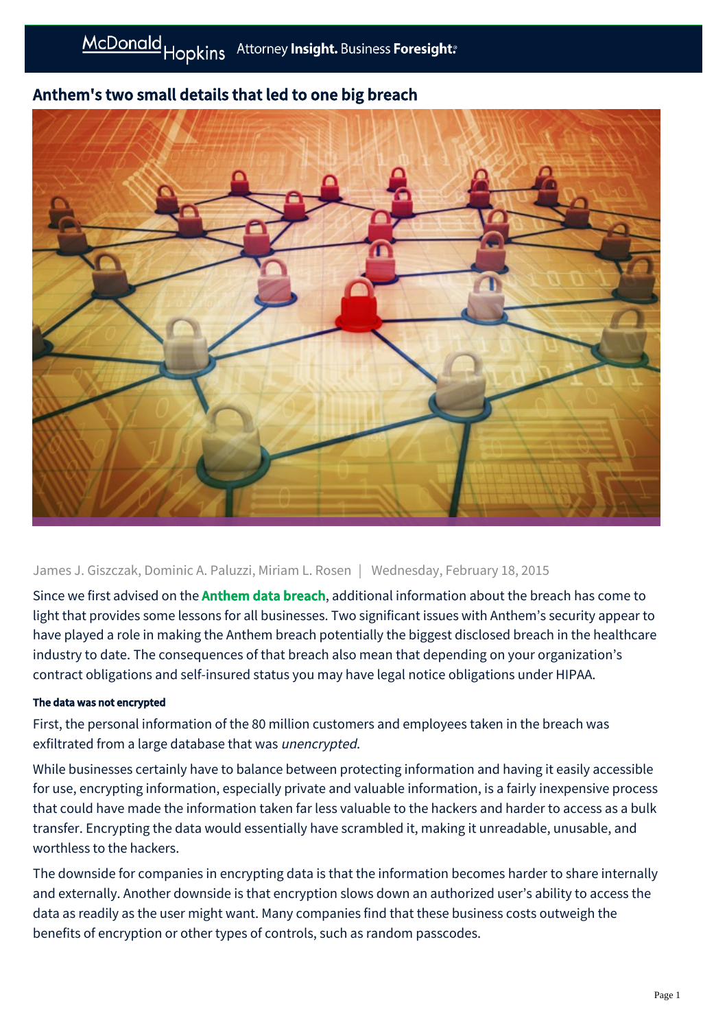# Anthem's two small details that led to one big breach

James J. Giszczak, Dominic A. Paluzzi, Miriam L. Rosen | Wednesday, February 18, 2015

Since we first advised on the **Anthem data breach**, additional information about the breach has come to light that provides some lessons for all businesses. Two significant issues with Anthem's security appear to have played a role in making the Anthem breach potentially the biggest disclosed breach in the healthcare industry to date. The consequences of that breach also mean that depending on your organization's contract obligations and self-insured status you may have legal notice obligations under HIPAA.

#### The data was not encrypted

First, the personal information of the 80 million customers and employees taken in the breach was exfiltrated from a large database that was *unencrypted.*

While businesses certainly have to balance between protecting information and having it easily accessible for use, encrypting information, especially private and valuable information, is a fairly inexpensive process that could have made the information taken far less valuable to the hackers and harder to access as a bulk transfer. Encrypting the data would essentially have scrambled it, making it unreadable, unusable, and worthless to the hackers.

The downside for companies in encrypting data is that the information becomes harder to share internally and externally. Another downside is that encryption slows down an authorized user's ability to access the data as readily as the user might want. Many companies find that these business costs outweigh the benefits of encryption or other types of controls, such as random passcodes.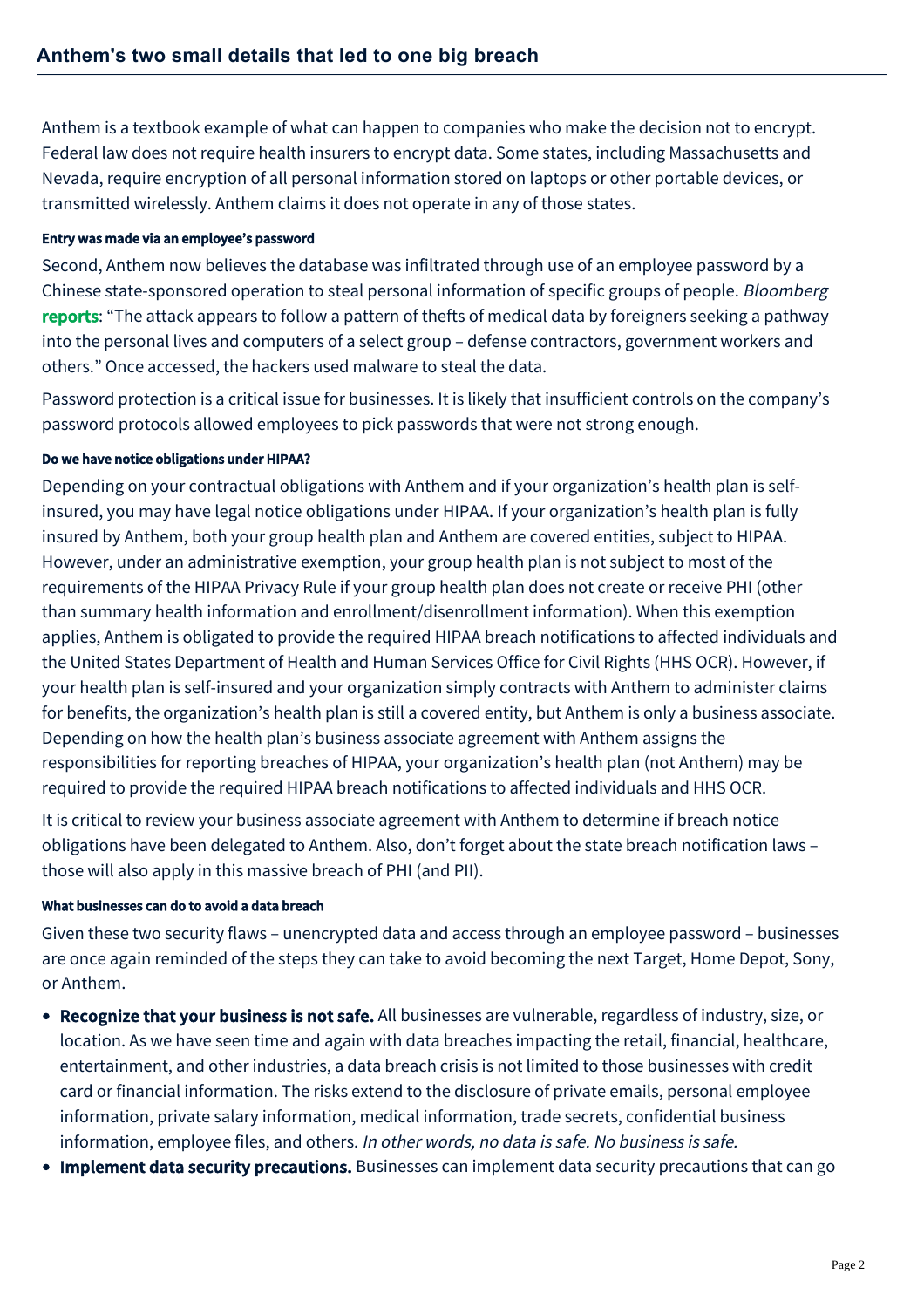Anthem is a textbook example of what can happen to companies who make the decision not to encrypt. Federal law does not require health insurers to encrypt data. Some states, including Massachusetts and Nevada, require encryption of all personal information stored on laptops or other portable devices, or transmitted wirelessly. Anthem claims it does not operate in any of those states.

#### Entry was made via an employee's password

Second, Anthem now believes the database was infiltrated through use of an employee password by a Chinese state-sponsored operation to steal personal information of specific groups of people. *Bloomberg* **reports**: "The attack appears to follow a pattern of thefts of medical data by foreigners seeking a pathway into the personal lives and computers of a select group – defense contractors, government workers and others." Once accessed, the hackers used malware to steal the data.

Password protection is a critical issue for businesses. It is likely that insufficient controls on the company's password protocols allowed employees to pick passwords that were not strong enough.

#### Do we have notice obligations under HIPAA?

Depending on your contractual obligations with Anthem and if your organization's health plan is self-insured, you may have legal notice obligations under HIPAA. If your organization's health plan is fully insured by Anthem, both your group health plan and Anthem are covered entities, subject to HIPAA. However, under an administrative exemption, your group health plan is not subject to most of the requirements of the HIPAA Privacy Rule if your group health plan does not create or receive PHI (other than summary health information and enrollment/disenrollment information). When this exemption applies, Anthem is obligated to provide the required HIPAA breach notifications to affected individuals and the United States Department of Health and Human Services Office for Civil Rights (HHS OCR). However, if your health plan is self-insured and your organization simply contracts with Anthem to administer claims for benefits, the organization's health plan is still a covered entity, but Anthem is only a business associate. Depending on how the health plan's business associate agreement with Anthem assigns the responsibilities for reporting breaches of HIPAA, your organization's health plan (not Anthem) may be required to provide the required HIPAA breach notifications to affected individuals and HHS OCR.

It is critical to review your business associate agreement with Anthem to determine if breach notice obligations have been delegated to Anthem. Also, don't forget about the state breach notification laws – those will also apply in this massive breach of PHI (and PII).

#### What businesses can do to avoid a data breach

Given these two security flaws – unencrypted data and access through an employee password – businesses are once again reminded of the steps they can take to avoid becoming the next Target, Home Depot, Sony, or Anthem.

- **Recognize that your business is not safe.** All businesses are vulnerable, regardless of industry, size, or location. As we have seen time and again with data breaches impacting the retail, financial, healthcare, entertainment, and other industries, a data breach crisis is not limited to those businesses with credit card or financial information. The risks extend to the disclosure of private emails, personal employee information, private salary information, medical information, trade secrets, confidential business information, employee files, and others. *In other words, no data is safe. No business is safe.*
- **Implement data security precautions.** Businesses can implement data security precautions that can go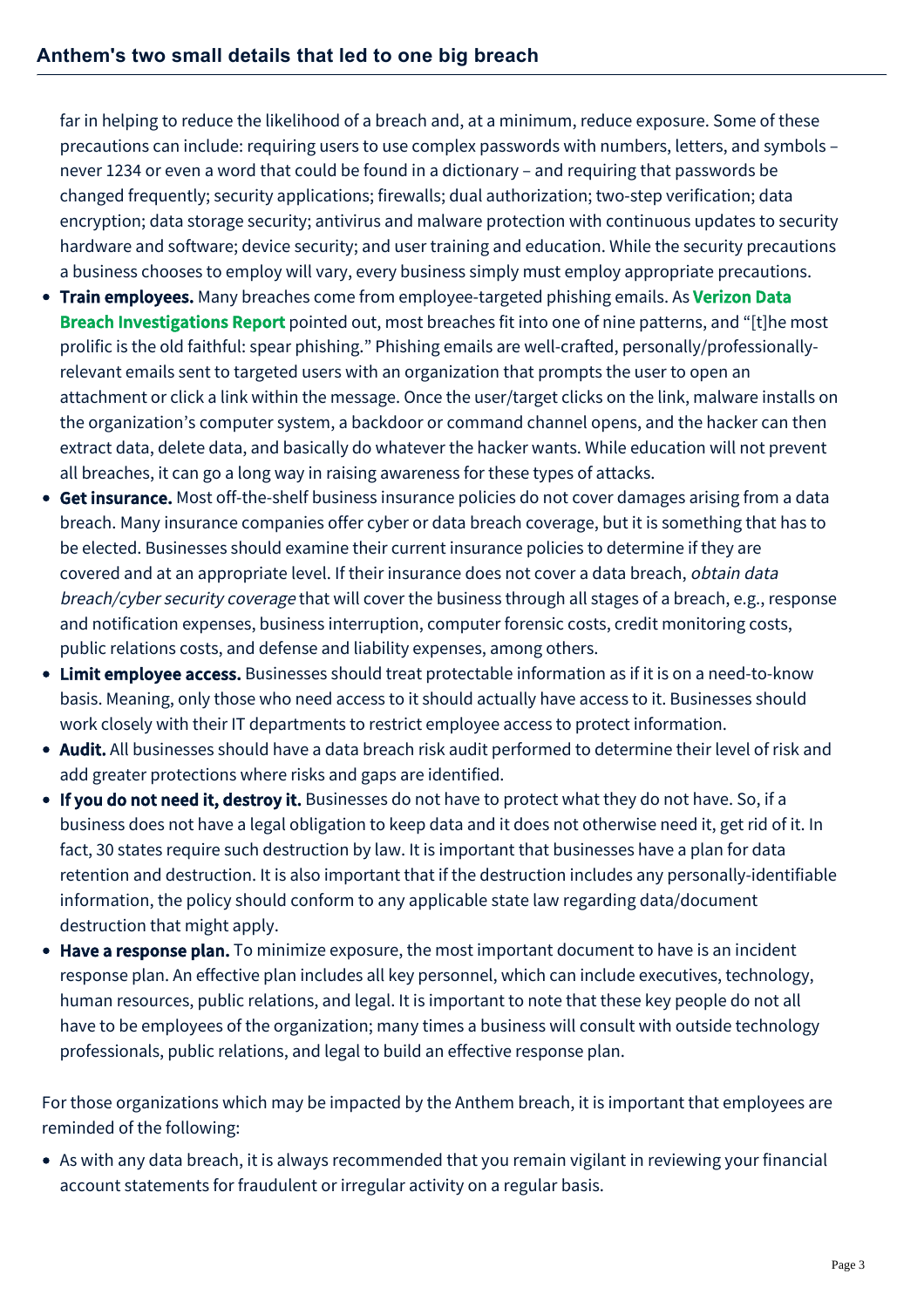far in helping to reduce the likelihood of a breach and, at a minimum, reduce exposure. Some of these precautions can include: requiring users to use complex passwords with numbers, letters, and symbols – never 1234 or even a word that could be found in a dictionary – and requiring that passwords be changed frequently; security applications; firewalls; dual authorization; two-step verification; data encryption; data storage security; antivirus and malware protection with continuous updates to security hardware and software; device security; and user training and education. While the security precautions a business chooses to employ will vary, every business simply must employ appropriate precautions.

- **Train employees.** Many breaches come from employee-targeted phishing emails. As **Verizon Data Breach Investigations Report** pointed out, most breaches fit into one of nine patterns, and "[t]he most prolific is the old faithful: spear phishing." Phishing emails are well-crafted, personally/professionally-relevant emails sent to targeted users with an organization that prompts the user to open an attachment or click a link within the message. Once the user/target clicks on the link, malware installs on the organization's computer system, a backdoor or command channel opens, and the hacker can then extract data, delete data, and basically do whatever the hacker wants. While education will not prevent all breaches, it can go a long way in raising awareness for these types of attacks.
- **Get insurance.** Most off-the-shelf business insurance policies do not cover damages arising from a data breach. Many insurance companies offer cyber or data breach coverage, but it is something that has to be elected. Businesses should examine their current insurance policies to determine if they are covered and at an appropriate level. If their insurance does not cover a data breach, *obtain data breach/cyber security coverage* that will cover the business through all stages of a breach, e.g., response and notification expenses, business interruption, computer forensic costs, credit monitoring costs, public relations costs, and defense and liability expenses, among others.
- **Limit employee access.** Businesses should treat protectable information as if it is on a need-to-know basis. Meaning, only those who need access to it should actually have access to it. Businesses should work closely with their IT departments to restrict employee access to protect information.
- **Audit.** All businesses should have a data breach risk audit performed to determine their level of risk and add greater protections where risks and gaps are identified.
- **If you do not need it, destroy it.** Businesses do not have to protect what they do not have. So, if a business does not have a legal obligation to keep data and it does not otherwise need it, get rid of it. In fact, 30 states require such destruction by law. It is important that businesses have a plan for data retention and destruction. It is also important that if the destruction includes any personally-identifiable information, the policy should conform to any applicable state law regarding data/document destruction that might apply.
- **Have a response plan.** To minimize exposure, the most important document to have is an incident response plan. An effective plan includes all key personnel, which can include executives, technology, human resources, public relations, and legal. It is important to note that these key people do not all have to be employees of the organization; many times a business will consult with outside technology professionals, public relations, and legal to build an effective response plan.

For those organizations which may be impacted by the Anthem breach, it is important that employees are reminded of the following:

- As with any data breach, it is always recommended that you remain vigilant in reviewing your financial account statements for fraudulent or irregular activity on a regular basis.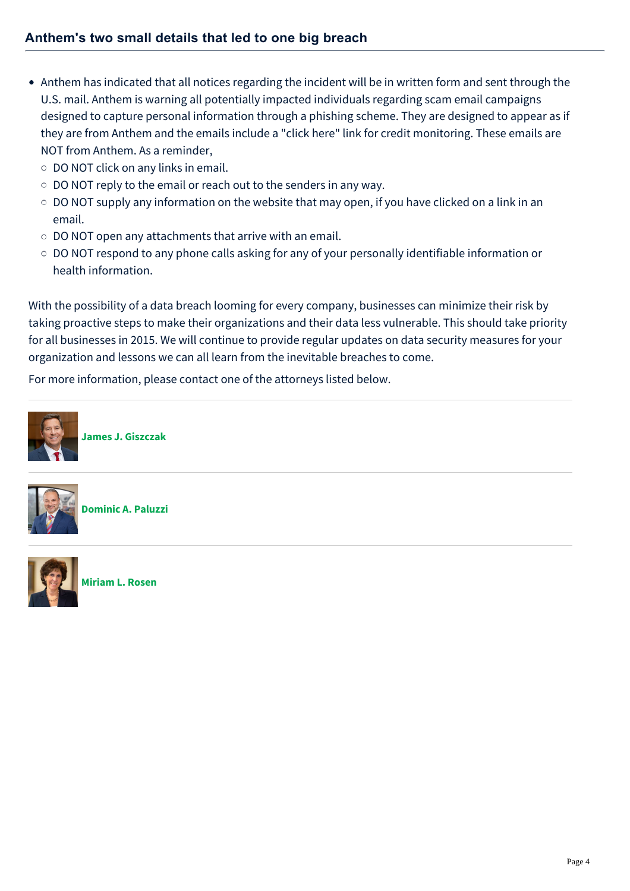- Anthem has indicated that all notices regarding the incident will be in written form and sent through the U.S. mail. Anthem is warning all potentially impacted individuals regarding scam email campaigns designed to capture personal information through a phishing scheme. They are designed to appear as if they are from Anthem and the emails include a "click here" link for credit monitoring. These emails are NOT from Anthem. As a reminder,
  - DO NOT click on any links in email.
  - DO NOT reply to the email or reach out to the senders in any way.
  - DO NOT supply any information on the website that may open, if you have clicked on a link in an email.
  - DO NOT open any attachments that arrive with an email.
  - DO NOT respond to any phone calls asking for any of your personally identifiable information or health information.

With the possibility of a data breach looming for every company, businesses can minimize their risk by taking proactive steps to make their organizations and their data less vulnerable. This should take priority for all businesses in 2015. We will continue to provide regular updates on data security measures for your organization and lessons we can all learn from the inevitable breaches to come.

For more information, please contact one of the attorneys listed below.

**James J. Giszczak**

**Dominic A. Paluzzi**

**Miriam L. Rosen**